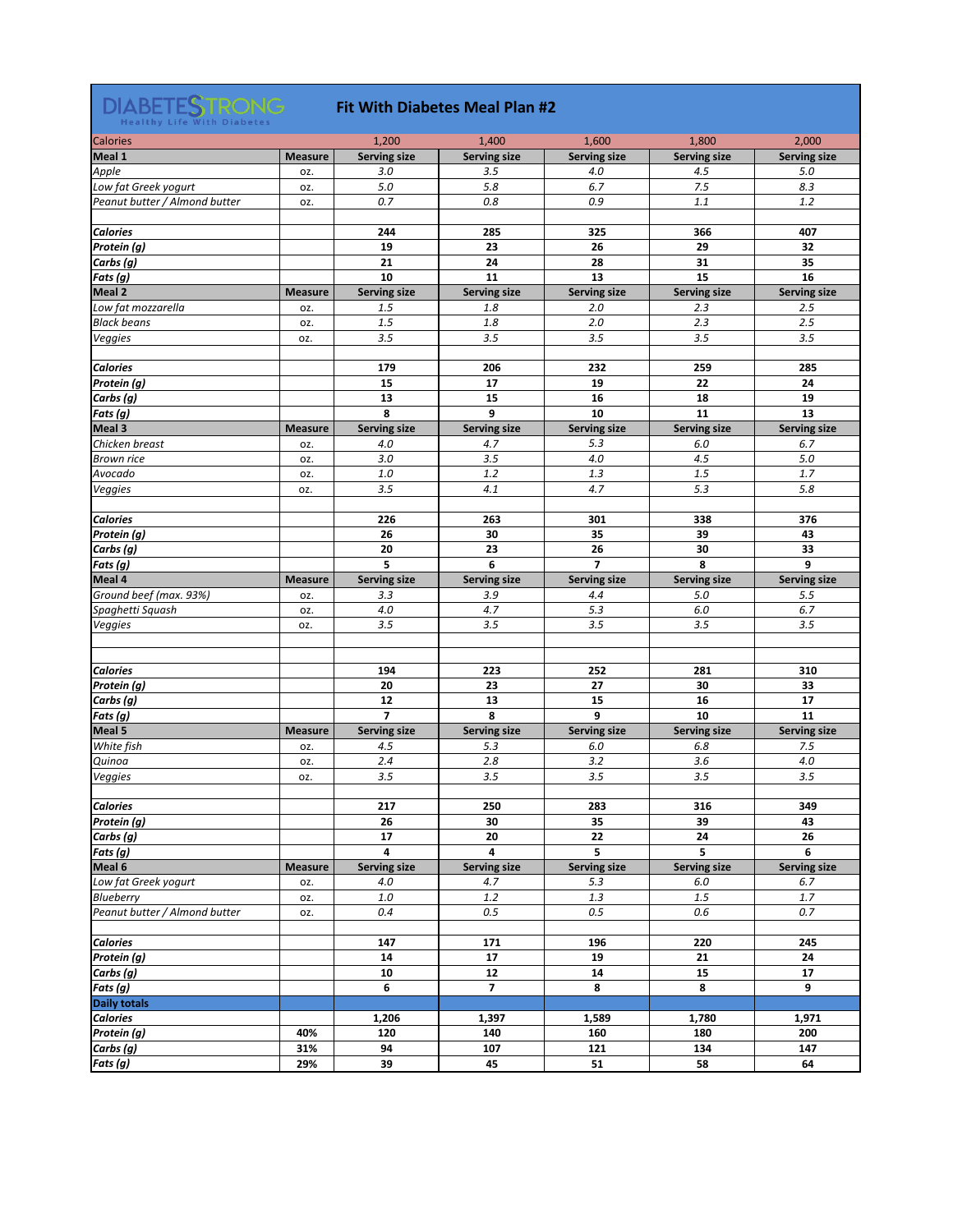# DIABETESTRONG
Healthy Life With Diabetes

## Fit With Diabetes Meal Plan #2

| Calories | | 1,200 | 1,400 | 1,600 | 1,800 | 2,000 |
|---|---|---|---|---|---|---|
| **Meal 1** | **Measure** | **Serving size** | **Serving size** | **Serving size** | **Serving size** | **Serving size** |
| *Apple* | oz. | *3.0* | *3.5* | *4.0* | *4.5* | *5.0* |
| *Low fat Greek yogurt* | oz. | *5.0* | *5.8* | *6.7* | *7.5* | *8.3* |
| *Peanut butter / Almond butter* | oz. | *0.7* | *0.8* | *0.9* | *1.1* | *1.2* |
| | | | | | | |
| ***Calories*** | | **244** | **285** | **325** | **366** | **407** |
| ***Protein (g)*** | | **19** | **23** | **26** | **29** | **32** |
| ***Carbs (g)*** | | **21** | **24** | **28** | **31** | **35** |
| ***Fats (g)*** | | **10** | **11** | **13** | **15** | **16** |
| **Meal 2** | **Measure** | **Serving size** | **Serving size** | **Serving size** | **Serving size** | **Serving size** |
| *Low fat mozzarella* | oz. | *1.5* | *1.8* | *2.0* | *2.3* | *2.5* |
| *Black beans* | oz. | *1.5* | *1.8* | *2.0* | *2.3* | *2.5* |
| *Veggies* | oz. | *3.5* | *3.5* | *3.5* | *3.5* | *3.5* |
| | | | | | | |
| ***Calories*** | | **179** | **206** | **232** | **259** | **285** |
| ***Protein (g)*** | | **15** | **17** | **19** | **22** | **24** |
| ***Carbs (g)*** | | **13** | **15** | **16** | **18** | **19** |
| ***Fats (g)*** | | **8** | **9** | **10** | **11** | **13** |
| **Meal 3** | **Measure** | **Serving size** | **Serving size** | **Serving size** | **Serving size** | **Serving size** |
| *Chicken breast* | oz. | *4.0* | *4.7* | *5.3* | *6.0* | *6.7* |
| *Brown rice* | oz. | *3.0* | *3.5* | *4.0* | *4.5* | *5.0* |
| *Avocado* | oz. | *1.0* | *1.2* | *1.3* | *1.5* | *1.7* |
| *Veggies* | oz. | *3.5* | *4.1* | *4.7* | *5.3* | *5.8* |
| | | | | | | |
| ***Calories*** | | **226** | **263** | **301** | **338** | **376** |
| ***Protein (g)*** | | **26** | **30** | **35** | **39** | **43** |
| ***Carbs (g)*** | | **20** | **23** | **26** | **30** | **33** |
| ***Fats (g)*** | | **5** | **6** | **7** | **8** | **9** |
| **Meal 4** | **Measure** | **Serving size** | **Serving size** | **Serving size** | **Serving size** | **Serving size** |
| *Ground beef (max. 93%)* | oz. | *3.3* | *3.9* | *4.4* | *5.0* | *5.5* |
| *Spaghetti Squash* | oz. | *4.0* | *4.7* | *5.3* | *6.0* | *6.7* |
| *Veggies* | oz. | *3.5* | *3.5* | *3.5* | *3.5* | *3.5* |
| | | | | | | |
| | | | | | | |
| ***Calories*** | | **194** | **223** | **252** | **281** | **310** |
| ***Protein (g)*** | | **20** | **23** | **27** | **30** | **33** |
| ***Carbs (g)*** | | **12** | **13** | **15** | **16** | **17** |
| ***Fats (g)*** | | **7** | **8** | **9** | **10** | **11** |
| **Meal 5** | **Measure** | **Serving size** | **Serving size** | **Serving size** | **Serving size** | **Serving size** |
| *White fish* | oz. | *4.5* | *5.3* | *6.0* | *6.8* | *7.5* |
| *Quinoa* | oz. | *2.4* | *2.8* | *3.2* | *3.6* | *4.0* |
| *Veggies* | oz. | *3.5* | *3.5* | *3.5* | *3.5* | *3.5* |
| | | | | | | |
| ***Calories*** | | **217** | **250** | **283** | **316** | **349** |
| ***Protein (g)*** | | **26** | **30** | **35** | **39** | **43** |
| ***Carbs (g)*** | | **17** | **20** | **22** | **24** | **26** |
| ***Fats (g)*** | | **4** | **4** | **5** | **5** | **6** |
| **Meal 6** | **Measure** | **Serving size** | **Serving size** | **Serving size** | **Serving size** | **Serving size** |
| *Low fat Greek yogurt* | oz. | *4.0* | *4.7* | *5.3* | *6.0* | *6.7* |
| *Blueberry* | oz. | *1.0* | *1.2* | *1.3* | *1.5* | *1.7* |
| *Peanut butter / Almond butter* | oz. | *0.4* | *0.5* | *0.5* | *0.6* | *0.7* |
| | | | | | | |
| ***Calories*** | | **147** | **171** | **196** | **220** | **245** |
| ***Protein (g)*** | | **14** | **17** | **19** | **21** | **24** |
| ***Carbs (g)*** | | **10** | **12** | **14** | **15** | **17** |
| ***Fats (g)*** | | **6** | **7** | **8** | **8** | **9** |
| **Daily totals** | | | | | | |
| ***Calories*** | | **1,206** | **1,397** | **1,589** | **1,780** | **1,971** |
| ***Protein (g)*** | **40%** | **120** | **140** | **160** | **180** | **200** |
| ***Carbs (g)*** | **31%** | **94** | **107** | **121** | **134** | **147** |
| ***Fats (g)*** | **29%** | **39** | **45** | **51** | **58** | **64** |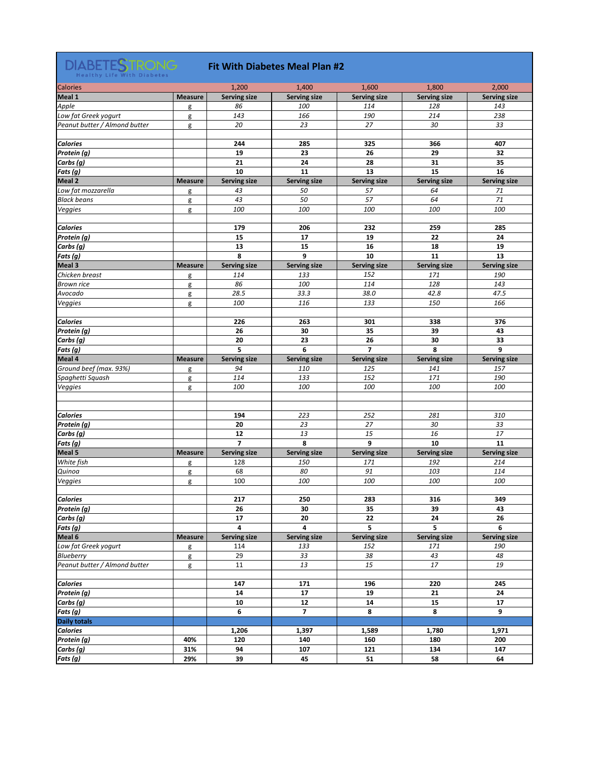# Fit With Diabetes Meal Plan #2

| Calories | | 1,200 | 1,400 | 1,600 | 1,800 | 2,000 |
|---|---|---|---|---|---|---|
| **Meal 1** | **Measure** | **Serving size** | **Serving size** | **Serving size** | **Serving size** | **Serving size** |
| *Apple* | g | *86* | *100* | *114* | *128* | *143* |
| *Low fat Greek yogurt* | g | *143* | *166* | *190* | *214* | *238* |
| *Peanut butter / Almond butter* | g | *20* | *23* | *27* | *30* | *33* |
| | | | | | | |
| ***Calories*** | | **244** | **285** | **325** | **366** | **407** |
| ***Protein (g)*** | | **19** | **23** | **26** | **29** | **32** |
| ***Carbs (g)*** | | **21** | **24** | **28** | **31** | **35** |
| ***Fats (g)*** | | **10** | **11** | **13** | **15** | **16** |
| **Meal 2** | **Measure** | **Serving size** | **Serving size** | **Serving size** | **Serving size** | **Serving size** |
| *Low fat mozzarella* | g | *43* | *50* | *57* | *64* | *71* |
| *Black beans* | g | *43* | *50* | *57* | *64* | *71* |
| *Veggies* | g | *100* | *100* | *100* | *100* | *100* |
| | | | | | | |
| ***Calories*** | | **179** | **206** | **232** | **259** | **285** |
| ***Protein (g)*** | | **15** | **17** | **19** | **22** | **24** |
| ***Carbs (g)*** | | **13** | **15** | **16** | **18** | **19** |
| ***Fats (g)*** | | **8** | **9** | **10** | **11** | **13** |
| **Meal 3** | **Measure** | **Serving size** | **Serving size** | **Serving size** | **Serving size** | **Serving size** |
| *Chicken breast* | g | *114* | *133* | *152* | *171* | *190* |
| *Brown rice* | g | *86* | *100* | *114* | *128* | *143* |
| *Avocado* | g | *28.5* | *33.3* | *38.0* | *42.8* | *47.5* |
| *Veggies* | g | *100* | *116* | *133* | *150* | *166* |
| | | | | | | |
| ***Calories*** | | **226** | **263** | **301** | **338** | **376** |
| ***Protein (g)*** | | **26** | **30** | **35** | **39** | **43** |
| ***Carbs (g)*** | | **20** | **23** | **26** | **30** | **33** |
| ***Fats (g)*** | | **5** | **6** | **7** | **8** | **9** |
| **Meal 4** | **Measure** | **Serving size** | **Serving size** | **Serving size** | **Serving size** | **Serving size** |
| *Ground beef (max. 93%)* | g | *94* | *110* | *125* | *141* | *157* |
| *Spaghetti Squash* | g | *114* | *133* | *152* | *171* | *190* |
| *Veggies* | g | *100* | *100* | *100* | *100* | *100* |
| | | | | | | |
| | | | | | | |
| ***Calories*** | | **194** | *223* | *252* | *281* | *310* |
| ***Protein (g)*** | | **20** | *23* | *27* | *30* | *33* |
| ***Carbs (g)*** | | **12** | *13* | *15* | *16* | *17* |
| ***Fats (g)*** | | **7** | **8** | **9** | **10** | **11** |
| **Meal 5** | **Measure** | **Serving size** | **Serving size** | **Serving size** | **Serving size** | **Serving size** |
| *White fish* | g | 128 | *150* | *171* | *192* | *214* |
| *Quinoa* | g | 68 | *80* | *91* | *103* | *114* |
| *Veggies* | g | 100 | *100* | *100* | *100* | *100* |
| | | | | | | |
| ***Calories*** | | **217** | **250** | **283** | **316** | **349** |
| ***Protein (g)*** | | **26** | **30** | **35** | **39** | **43** |
| ***Carbs (g)*** | | **17** | **20** | **22** | **24** | **26** |
| ***Fats (g)*** | | **4** | **4** | **5** | **5** | **6** |
| **Meal 6** | **Measure** | **Serving size** | **Serving size** | **Serving size** | **Serving size** | **Serving size** |
| *Low fat Greek yogurt* | g | 114 | *133* | *152* | *171* | *190* |
| *Blueberry* | g | 29 | *33* | *38* | *43* | *48* |
| *Peanut butter / Almond butter* | g | 11 | *13* | *15* | *17* | *19* |
| | | | | | | |
| ***Calories*** | | **147** | **171** | **196** | **220** | **245** |
| ***Protein (g)*** | | **14** | **17** | **19** | **21** | **24** |
| ***Carbs (g)*** | | **10** | **12** | **14** | **15** | **17** |
| ***Fats (g)*** | | **6** | **7** | **8** | **8** | **9** |
| **Daily totals** | | | | | | |
| ***Calories*** | | **1,206** | **1,397** | **1,589** | **1,780** | **1,971** |
| ***Protein (g)*** | **40%** | **120** | **140** | **160** | **180** | **200** |
| ***Carbs (g)*** | **31%** | **94** | **107** | **121** | **134** | **147** |
| ***Fats (g)*** | **29%** | **39** | **45** | **51** | **58** | **64** |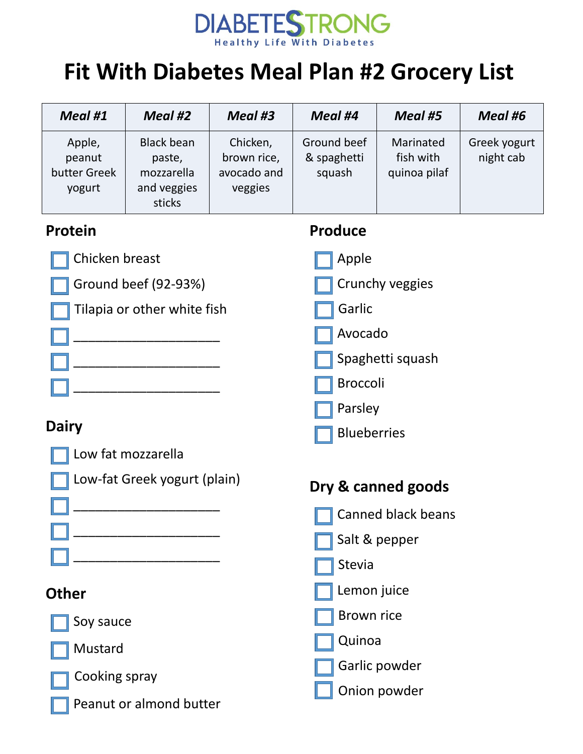DIABETESTRONG

Healthy Life With Diabetes

# Fit With Diabetes Meal Plan #2 Grocery List

| *Meal #1* | *Meal #2* | *Meal #3* | *Meal #4* | *Meal #5* | *Meal #6* |
|---|---|---|---|---|---|
| Apple, peanut butter Greek yogurt | Black bean paste, mozzarella and veggies sticks | Chicken, brown rice, avocado and veggies | Ground beef & spaghetti squash | Marinated fish with quinoa pilaf | Greek yogurt night cab |

## Protein

- [ ] Chicken breast
- [ ] Ground beef (92-93%)
- [ ] Tilapia or other white fish
- [ ] ____________________
- [ ] ____________________
- [ ] ____________________

## Dairy

- [ ] Low fat mozzarella
- [ ] Low-fat Greek yogurt (plain)
- [ ] ____________________
- [ ] ____________________
- [ ] ____________________

## Other

- [ ] Soy sauce
- [ ] Mustard
- [ ] Cooking spray
- [ ] Peanut or almond butter

## Produce

- [ ] Apple
- [ ] Crunchy veggies
- [ ] Garlic
- [ ] Avocado
- [ ] Spaghetti squash
- [ ] Broccoli
- [ ] Parsley
- [ ] Blueberries

## Dry & canned goods

- [ ] Canned black beans
- [ ] Salt & pepper
- [ ] Stevia
- [ ] Lemon juice
- [ ] Brown rice
- [ ] Quinoa
- [ ] Garlic powder
- [ ] Onion powder